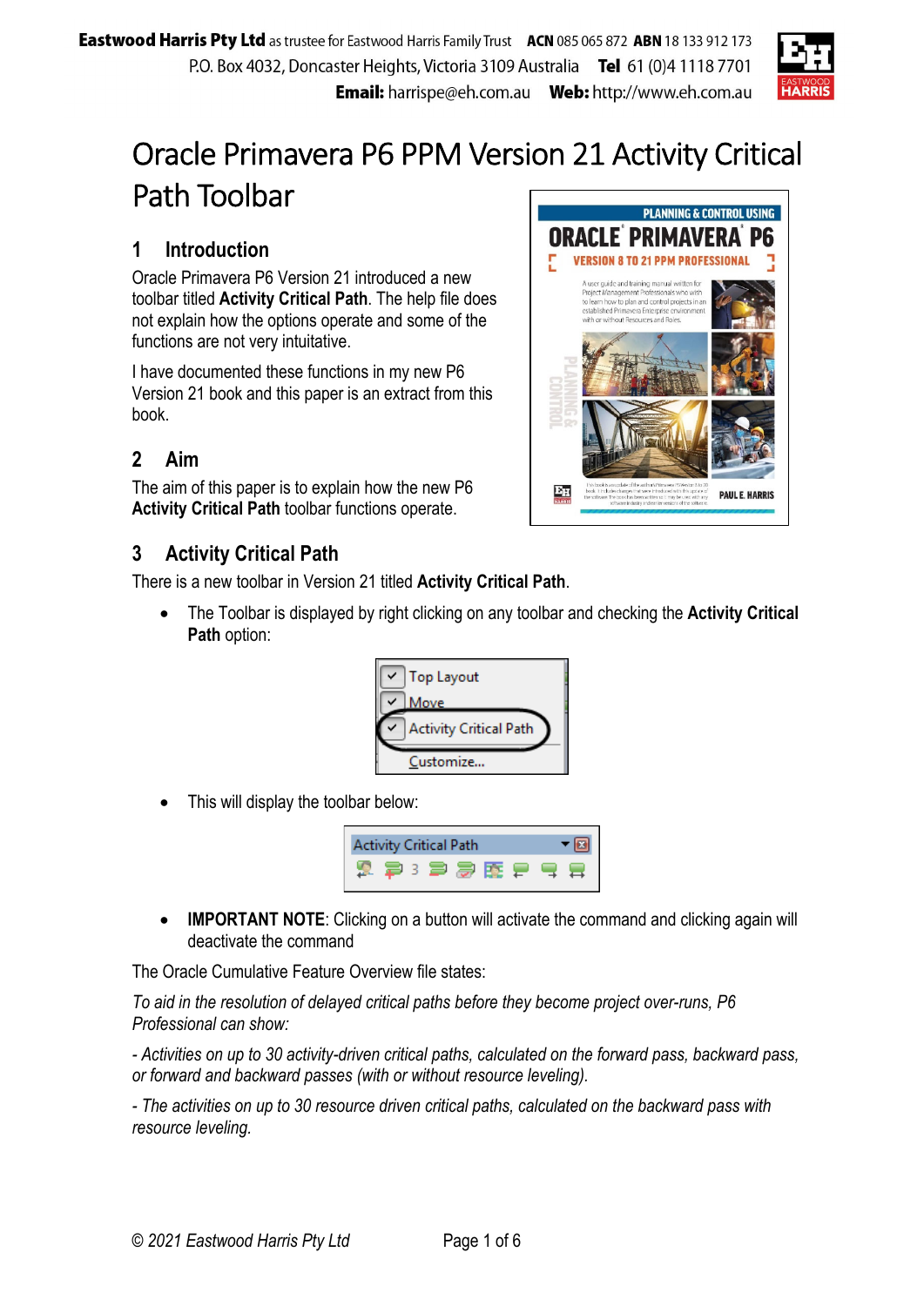**Eastwood Harris Pty Ltd** as trustee for Eastwood Harris Family Trust **ACN** 085 065 872 **ABN** 18 133 912 173
P.O. Box 4032, Doncaster Heights, Victoria 3109 Australia **Tel** 61 (0)4 1118 7701
**Email:** harrispe@eh.com.au **Web:** http://www.eh.com.au

# Oracle Primavera P6 PPM Version 21 Activity Critical Path Toolbar

## 1 Introduction

Oracle Primavera P6 Version 21 introduced a new toolbar titled **Activity Critical Path**. The help file does not explain how the options operate and some of the functions are not very intuitative.

I have documented these functions in my new P6 Version 21 book and this paper is an extract from this book.

## 2 Aim

The aim of this paper is to explain how the new P6 **Activity Critical Path** toolbar functions operate.

## 3 Activity Critical Path

There is a new toolbar in Version 21 titled **Activity Critical Path**.

- The Toolbar is displayed by right clicking on any toolbar and checking the **Activity Critical Path** option:
- This will display the toolbar below:
- **IMPORTANT NOTE**: Clicking on a button will activate the command and clicking again will deactivate the command

The Oracle Cumulative Feature Overview file states:

*To aid in the resolution of delayed critical paths before they become project over-runs, P6 Professional can show:*

*- Activities on up to 30 activity-driven critical paths, calculated on the forward pass, backward pass, or forward and backward passes (with or without resource leveling).*

*- The activities on up to 30 resource driven critical paths, calculated on the backward pass with resource leveling.*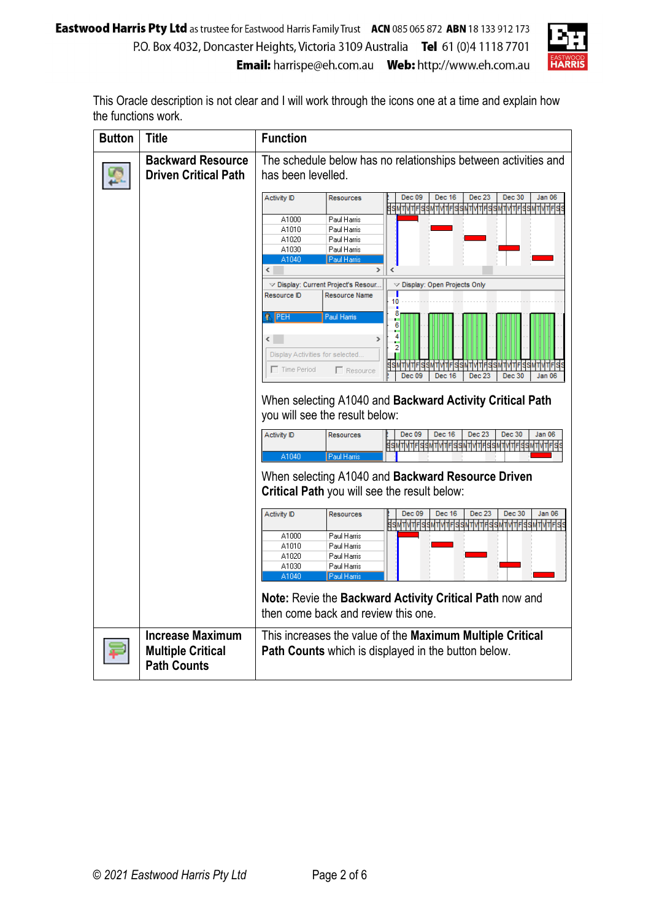This Oracle description is not clear and I will work through the icons one at a time and explain how the functions work.

| Button | Title | Function |
|---|---|---|
| | **Backward Resource Driven Critical Path** | The schedule below has no relationships between activities and has been levelled. When selecting A1040 and **Backward Activity Critical Path** you will see the result below: When selecting A1040 and **Backward Resource Driven Critical Path** you will see the result below: **Note:** Revie the **Backward Activity Critical Path** now and then come back and review this one. |
| | **Increase Maximum Multiple Critical Path Counts** | This increases the value of the **Maximum Multiple Critical Path Counts** which is displayed in the button below. |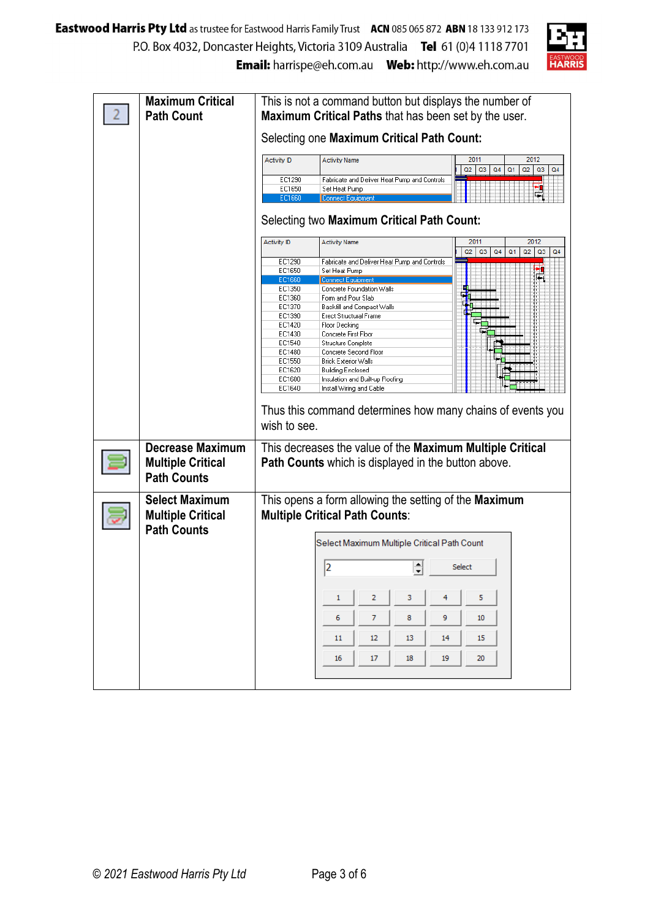| | | |
|---|---|---|
| 2 | **Maximum Critical Path Count** | This is not a command button but displays the number of **Maximum Critical Paths** that has been set by the user.<br><br>Selecting one **Maximum Critical Path Count:**<br><br>Selecting two **Maximum Critical Path Count:**<br><br>Thus this command determines how many chains of events you wish to see. |
| | **Decrease Maximum Multiple Critical Path Counts** | This decreases the value of the **Maximum Multiple Critical Path Counts** which is displayed in the button above. |
| | **Select Maximum Multiple Critical Path Counts** | This opens a form allowing the setting of the **Maximum Multiple Critical Path Counts**: |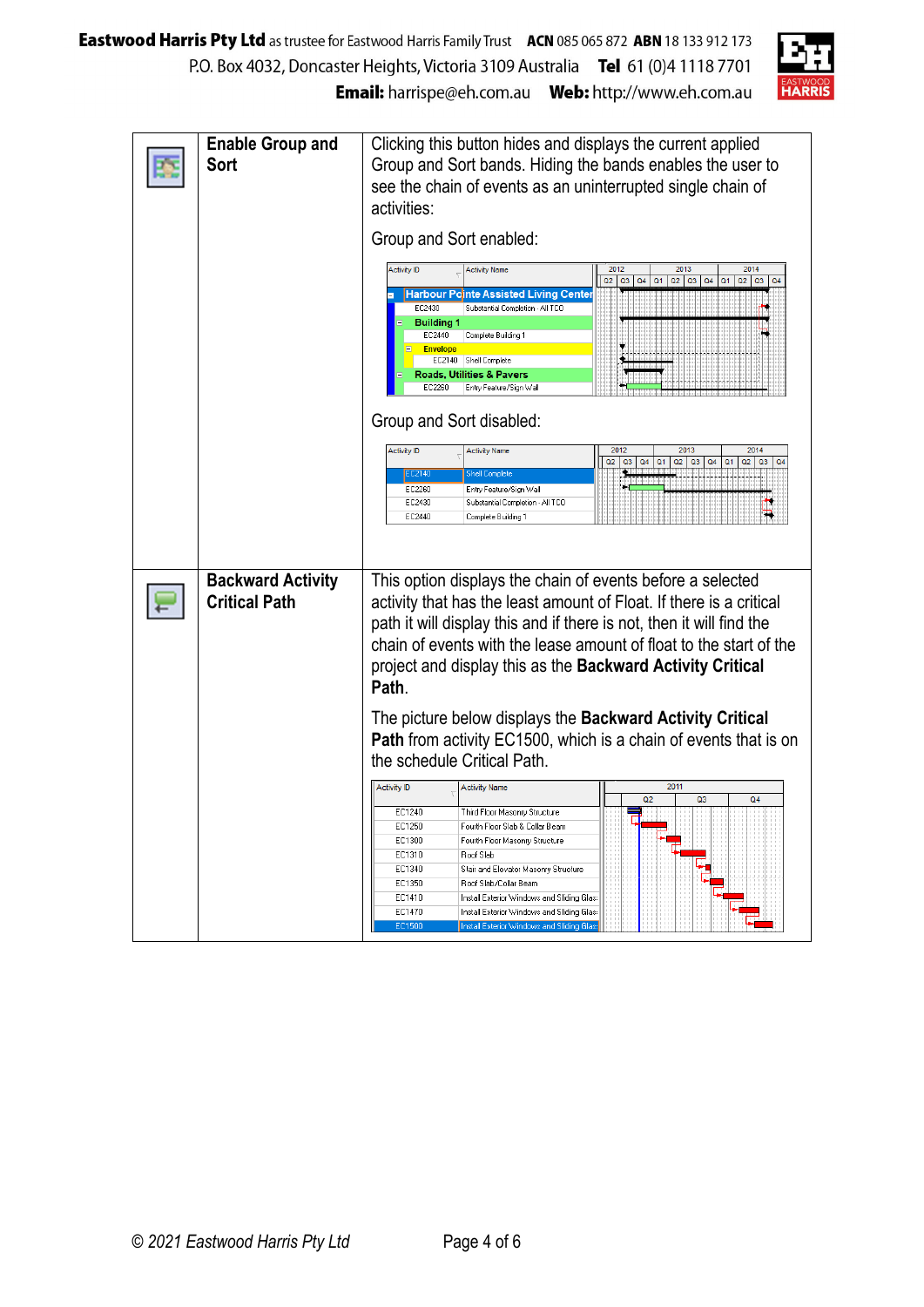| | | |
|---|---|---|
| | **Enable Group and Sort** | Clicking this button hides and displays the current applied Group and Sort bands. Hiding the bands enables the user to see the chain of events as an uninterrupted single chain of activities:<br><br>Group and Sort enabled:<br><br>Group and Sort disabled: |
| | **Backward Activity Critical Path** | This option displays the chain of events before a selected activity that has the least amount of Float. If there is a critical path it will display this and if there is not, then it will find the chain of events with the lease amount of float to the start of the project and display this as the **Backward Activity Critical Path**.<br><br>The picture below displays the **Backward Activity Critical Path** from activity EC1500, which is a chain of events that is on the schedule Critical Path. |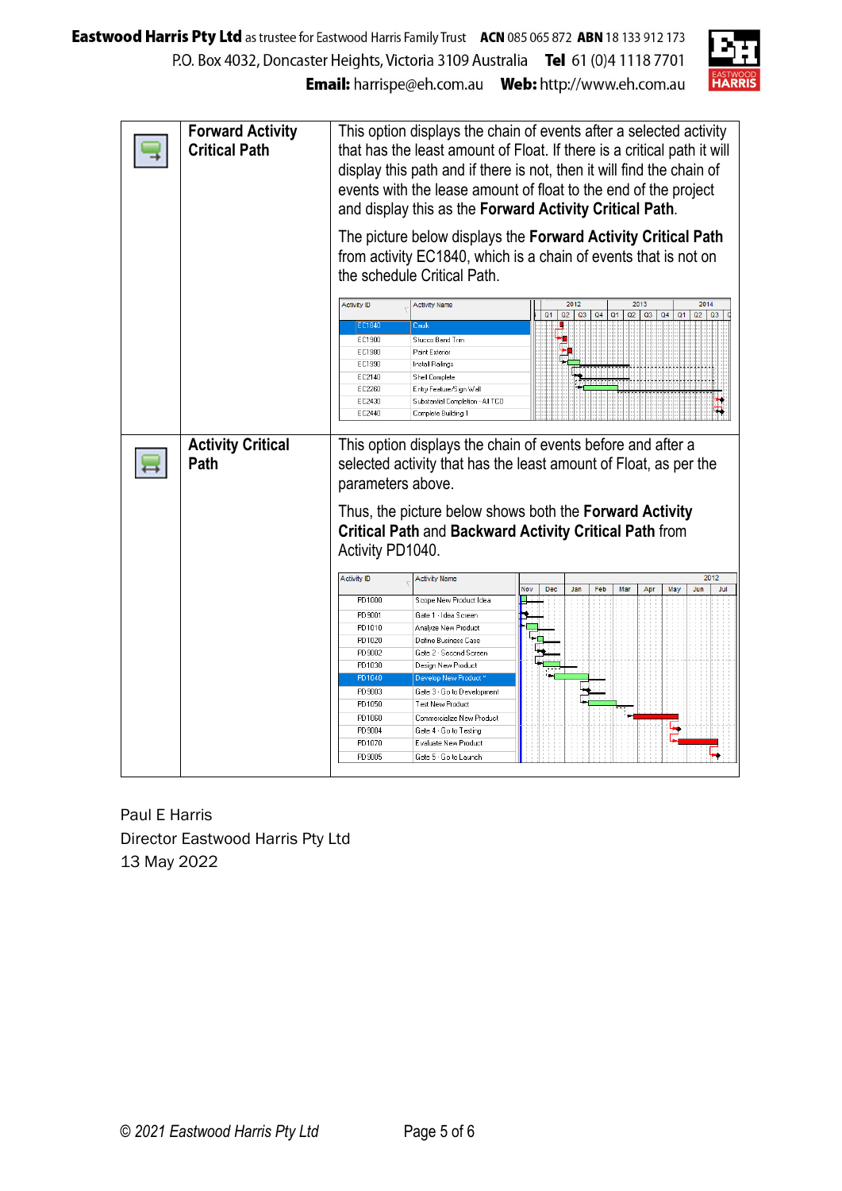| | | |
|---|---|---|
| | **Forward Activity Critical Path** | This option displays the chain of events after a selected activity that has the least amount of Float. If there is a critical path it will display this path and if there is not, then it will find the chain of events with the lease amount of float to the end of the project and display this as the **Forward Activity Critical Path**.<br><br>The picture below displays the **Forward Activity Critical Path** from activity EC1840, which is a chain of events that is not on the schedule Critical Path. |
| | **Activity Critical Path** | This option displays the chain of events before and after a selected activity that has the least amount of Float, as per the parameters above.<br><br>Thus, the picture below shows both the **Forward Activity Critical Path** and **Backward Activity Critical Path** from Activity PD1040. |

Paul E Harris
Director Eastwood Harris Pty Ltd
13 May 2022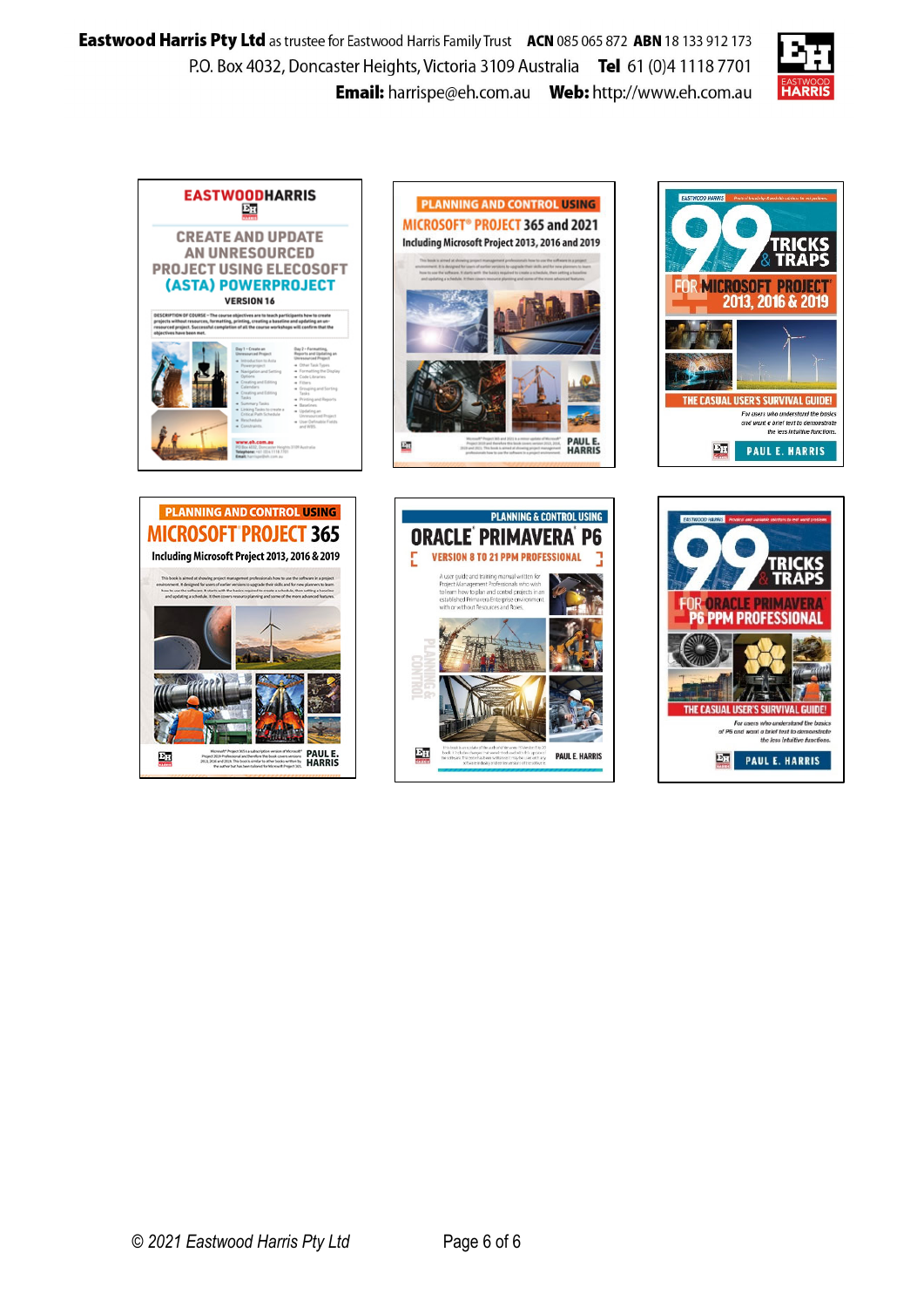EASTWOOD HARRIS

CREATE AND UPDATE AN UNRESOURCED PROJECT USING ELECOSOFT (ASTA) POWERPROJECT

VERSION 16

PLANNING AND CONTROL USING MICROSOFT® PROJECT 365 and 2021

Including Microsoft Project 2013, 2016 and 2019

PAUL E. HARRIS

99 TRICKS & TRAPS FOR MICROSOFT PROJECT 2013, 2016 & 2019

THE CASUAL USER'S SURVIVAL GUIDE!

PAUL E. HARRIS

PLANNING AND CONTROL USING MICROSOFT PROJECT 365

Including Microsoft Project 2013, 2016 & 2019

PAUL E. HARRIS

PLANNING & CONTROL USING ORACLE PRIMAVERA P6

VERSION 8 TO 21 PPM PROFESSIONAL

PAUL E. HARRIS

99 TRICKS & TRAPS FOR ORACLE PRIMAVERA P6 PPM PROFESSIONAL

THE CASUAL USER'S SURVIVAL GUIDE!

PAUL E. HARRIS